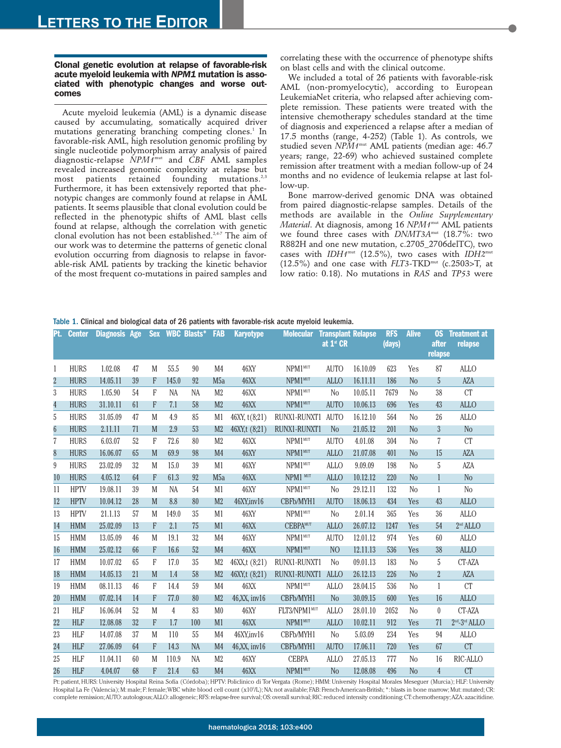## Clonal genetic evolution at relapse of favorable-risk acute myeloid leukemia with *NPM1* mutation is associated with phenotypic changes and worse outcomes

Acute myeloid leukemia (AML) is a dynamic disease caused by accumulating, somatically acquired driver mutations generating branching competing clones.[1] In favorable-risk AML, high resolution genomic profiling by single nucleotide polymorphism array analysis of paired diagnostic-relapse *NPM1*mut and *CBF* AML samples revealed increased genomic complexity at relapse but most patients retained founding mutations.[2,3] Furthermore, it has been extensively reported that phenotypic changes are commonly found at relapse in AML patients. It seems plausible that clonal evolution could be reflected in the phenotypic shifts of AML blast cells found at relapse, although the correlation with genetic clonal evolution has not been established.[2,4-7] The aim of our work was to determine the patterns of genetic clonal evolution occurring from diagnosis to relapse in favorable-risk AML patients by tracking the kinetic behavior of the most frequent co-mutations in paired samples and correlating these with the occurrence of phenotype shifts on blast cells and with the clinical outcome.

We included a total of 26 patients with favorable-risk AML (non-promyelocytic), according to European LeukemiaNet criteria, who relapsed after achieving complete remission. These patients were treated with the intensive chemotherapy schedules standard at the time of diagnosis and experienced a relapse after a median of 17.5 months (range, 4-252) (Table 1). As controls, we studied seven *NPM1*mut AML patients (median age: 46.7 years; range, 22-69) who achieved sustained complete remission after treatment with a median follow-up of 24 months and no evidence of leukemia relapse at last follow-up.

Bone marrow-derived genomic DNA was obtained from paired diagnostic-relapse samples. Details of the methods are available in the *Online Supplementary Material*. At diagnosis, among 16 *NPM1*mut AML patients we found three cases with *DNMT3A*mut (18.7%: two R882H and one new mutation, c.2705_2706delTC), two cases with *IDH1*mut (12.5%), two cases with *IDH2*mut (12.5%) and one case with *FLT3*-TKDmut (c.2503>T, at low ratio: 0.18). No mutations in *RAS* and *TP53* were

Table 1. Clinical and biological data of 26 patients with favorable-risk acute myeloid leukemia.

| Pt. | Center | Diagnosis | Age | Sex | WBC | Blasts* | FAB | Karyotype | Molecular | Transplant at 1st CR | Relapse | RFS (days) | Alive | OS after relapse | Treatment at relapse |
|---|---|---|---|---|---|---|---|---|---|---|---|---|---|---|---|
| 1 | HURS | 1.02.08 | 47 | M | 55.5 | 90 | M4 | 46XY | NPM1MUT | AUTO | 16.10.09 | 623 | Yes | 87 | ALLO |
| 2 | HURS | 14.05.11 | 39 | F | 145.0 | 92 | M5a | 46XX | NPM1MUT | ALLO | 16.11.11 | 186 | No | 5 | AZA |
| 3 | HURS | 1.05.90 | 54 | F | NA | NA | M2 | 46XX | NPM1MUT | No | 10.05.11 | 7679 | No | 38 | CT |
| 4 | HURS | 31.10.11 | 61 | F | 7.1 | 58 | M2 | 46XX | NPM1MUT | AUTO | 10.06.13 | 696 | Yes | 43 | ALLO |
| 5 | HURS | 31.05.09 | 47 | M | 4.9 | 85 | M1 | 46XY, t(8;21) | RUNX1-RUNXT1 | AUTO | 16.12.10 | 564 | No | 26 | ALLO |
| 6 | HURS | 2.11.11 | 71 | M | 2.9 | 53 | M2 | 46XY,t (8;21) | RUNX1-RUNXT1 | No | 21.05.12 | 201 | No | 3 | No |
| 7 | HURS | 6.03.07 | 52 | F | 72.6 | 80 | M2 | 46XX | NPM1MUT | AUTO | 4.01.08 | 304 | No | 7 | CT |
| 8 | HURS | 16.06.07 | 65 | M | 69.9 | 98 | M4 | 46XY | NPM1MUT | ALLO | 21.07.08 | 401 | No | 15 | AZA |
| 9 | HURS | 23.02.09 | 32 | M | 15.0 | 39 | M1 | 46XY | NPM1MUT | ALLO | 9.09.09 | 198 | No | 5 | AZA |
| 10 | HURS | 4.05.12 | 64 | F | 61.3 | 92 | M5a | 46XX | NPM1 MUT | ALLO | 10.12.12 | 220 | No | 1 | No |
| 11 | HPTV | 19.08.11 | 39 | M | NA | 54 | M1 | 46XY | NPM1MUT | No | 29.12.11 | 132 | No | 1 | No |
| 12 | HPTV | 10.04.12 | 28 | M | 8.8 | 80 | M2 | 46XY,inv16 | CBFb/MYH1 | AUTO | 18.06.13 | 434 | Yes | 43 | ALLO |
| 13 | HPTV | 21.1.13 | 57 | M | 149.0 | 35 | M1 | 46XY | NPM1MUT | No | 2.01.14 | 365 | Yes | 36 | ALLO |
| 14 | HMM | 25.02.09 | 13 | F | 2.1 | 75 | M1 | 46XX | CEBPAMUT | ALLO | 26.07.12 | 1247 | Yes | 54 | 2nd ALLO |
| 15 | HMM | 13.05.09 | 46 | M | 19.1 | 32 | M4 | 46XY | NPM1MUT | AUTO | 12.01.12 | 974 | Yes | 60 | ALLO |
| 16 | HMM | 25.02.12 | 66 | F | 16.6 | 52 | M4 | 46XX | NPM1MUT | NO | 12.11.13 | 536 | Yes | 38 | ALLO |
| 17 | HMM | 10.07.02 | 65 | F | 17.0 | 35 | M2 | 46XX,t (8;21) | RUNX1-RUNXT1 | No | 09.01.13 | 183 | No | 5 | CT-AZA |
| 18 | HMM | 14.05.13 | 21 | M | 1.4 | 58 | M2 | 46XY,t (8;21) | RUNX1-RUNXT1 | ALLO | 26.12.13 | 226 | No | 2 | AZA |
| 19 | HMM | 08.11.13 | 46 | F | 14.4 | 59 | M4 | 46XX | NPM1MUT | ALLO | 28.04.15 | 536 | No | 1 | CT |
| 20 | HMM | 07.02.14 | 14 | F | 77.0 | 80 | M2 | 46,XX, inv16 | CBFb/MYH1 | No | 30.09.15 | 600 | Yes | 16 | ALLO |
| 21 | HLF | 16.06.04 | 52 | M | 4 | 83 | M0 | 46XY | FLT3/NPM1MUT | ALLO | 28.01.10 | 2052 | No | 0 | CT-AZA |
| 22 | HLF | 12.08.08 | 32 | F | 1.7 | 100 | M1 | 46XX | NPM1MUT | ALLO | 10.02.11 | 912 | Yes | 71 | 2nd-3rd ALLO |
| 23 | HLF | 14.07.08 | 37 | M | 110 | 55 | M4 | 46XY,inv16 | CBFb/MYH1 | No | 5.03.09 | 234 | Yes | 94 | ALLO |
| 24 | HLF | 27.06.09 | 64 | F | 14.3 | NA | M4 | 46,XX, inv16 | CBFb/MYH1 | AUTO | 17.06.11 | 720 | Yes | 67 | CT |
| 25 | HLF | 11.04.11 | 60 | M | 110.9 | NA | M2 | 46XY | CEBPA | ALLO | 27.05.13 | 777 | No | 16 | RIC-ALLO |
| 26 | HLF | 4.04.07 | 68 | F | 21.4 | 63 | M4 | 46XX | NPM1MUT | No | 12.08.08 | 496 | No | 4 | CT |

Pt: patient, HURS: University Hospital Reina Sofía (Córdoba); HPTV: Policlinico di Tor Vergata (Rome); HMM: University Hospital Morales Meseguer (Murcia); HLF: University Hospital La Fe (Valencia); M: male; F: female; WBC white blood cell count (x10⁹/L); NA: not available; FAB: French-American-British; *: blasts in bone marrow; Mut: mutated; CR: complete remission; AUTO: autologous; ALLO: allogeneic; RFS: relapse-free survival; OS: overall survival; RIC: reduced intensity conditioning; CT: chemotherapy; AZA: azacitidine.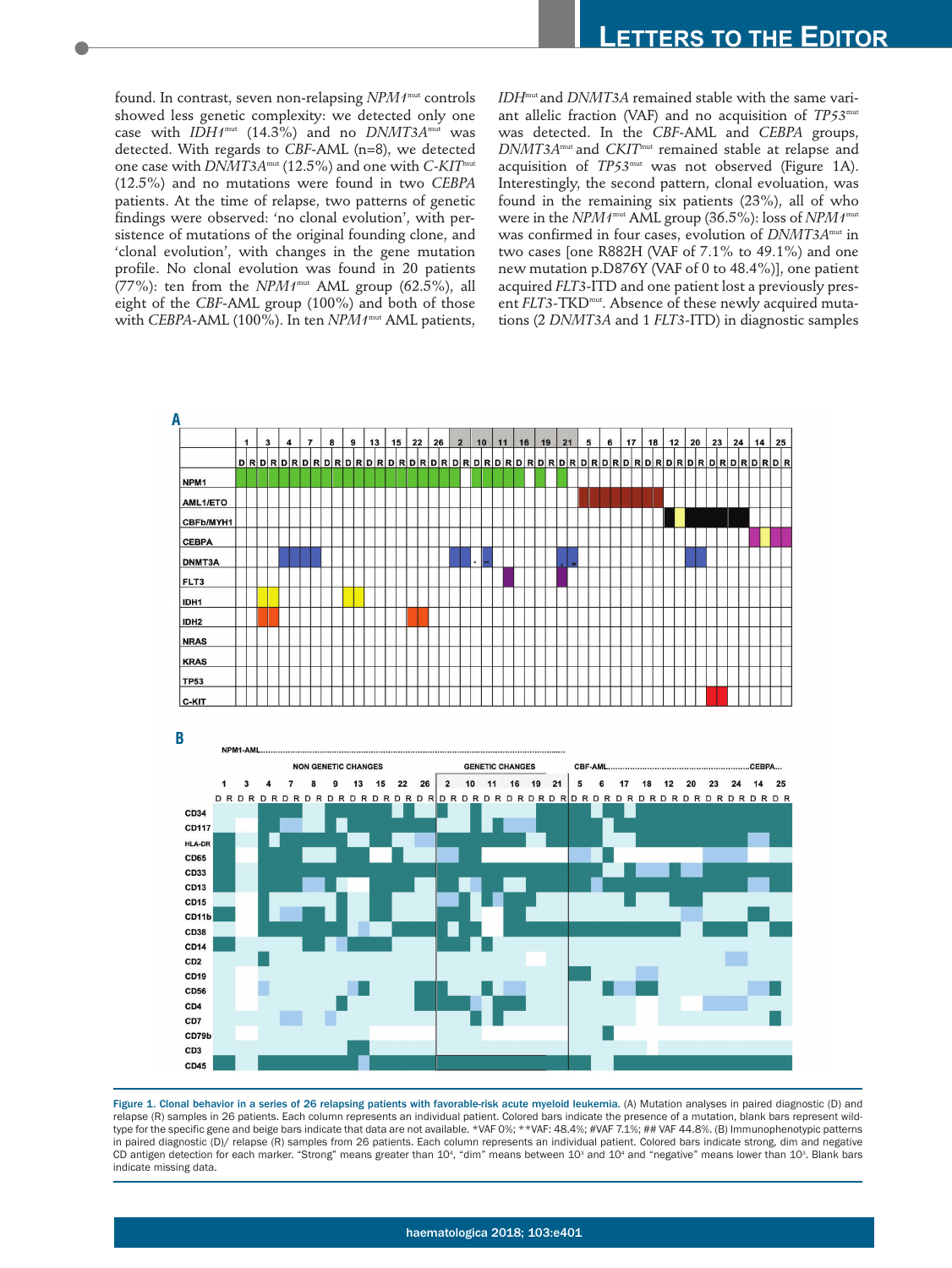found. In contrast, seven non-relapsing *NPM1*mut controls showed less genetic complexity: we detected only one case with *IDH1*mut (14.3%) and no *DNMT3A*mut was detected. With regards to *CBF*-AML (n=8), we detected one case with *DNMT3A*mut (12.5%) and one with *C-KIT*mut (12.5%) and no mutations were found in two *CEBPA* patients. At the time of relapse, two patterns of genetic findings were observed: 'no clonal evolution', with persistence of mutations of the original founding clone, and 'clonal evolution', with changes in the gene mutation profile. No clonal evolution was found in 20 patients (77%): ten from the *NPM1*mut AML group (62.5%), all eight of the *CBF*-AML group (100%) and both of those with *CEBPA*-AML (100%). In ten *NPM1*mut AML patients, *IDH*mut and *DNMT3A* remained stable with the same variant allelic fraction (VAF) and no acquisition of *TP53*mut was detected. In the *CBF*-AML and *CEBPA* groups, *DNMT3A*mut and *CKIT*mut remained stable at relapse and acquisition of *TP53*mut was not observed (Figure 1A). Interestingly, the second pattern, clonal evolution, was found in the remaining six patients (23%), all of who were in the *NPM1*mut AML group (36.5%): loss of *NPM1*mut was confirmed in four cases, evolution of *DNMT3A*mut in two cases [one R882H (VAF of 7.1% to 49.1%) and one new mutation p.D876Y (VAF of 0 to 48.4%)], one patient acquired *FLT3*-ITD and one patient lost a previously present *FLT3*-TKDmut. Absence of these newly acquired mutations (2 *DNMT3A* and 1 *FLT3*-ITD) in diagnostic samples

Figure 1. Clonal behavior in a series of 26 relapsing patients with favorable-risk acute myeloid leukemia. (A) Mutation analyses in paired diagnostic (D) and relapse (R) samples in 26 patients. Each column represents an individual patient. Colored bars indicate the presence of a mutation, blank bars represent wild-type for the specific gene and beige bars indicate that data are not available. *VAF 0%; **VAF: 48.4%; #VAF 7.1%; ## VAF 44.8%. (B) Immunophenotypic patterns in paired diagnostic (D)/ relapse (R) samples from 26 patients. Each column represents an individual patient. Colored bars indicate strong, dim and negative CD antigen detection for each marker. "Strong" means greater than $10^4$, "dim" means between $10^3$ and $10^4$ and "negative" means lower than $10^3$. Blank bars indicate missing data.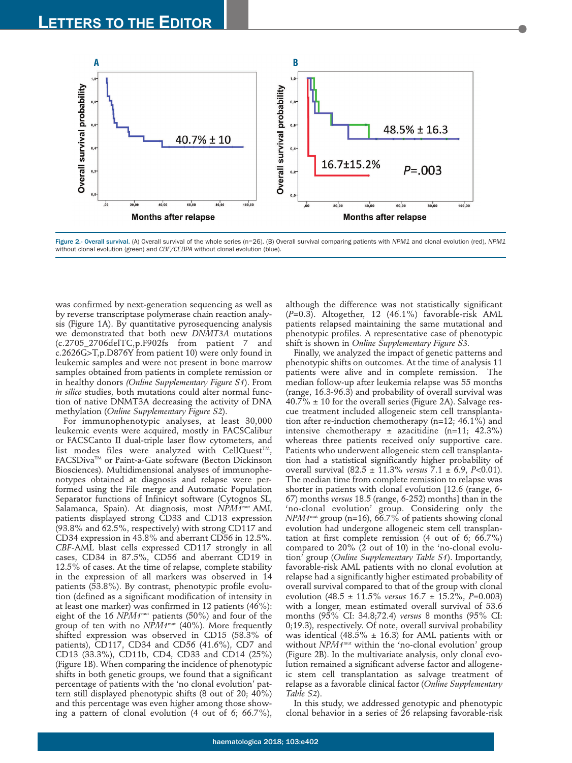Figure 2.- Overall survival. (A) Overall survival of the whole series (n=26). (B) Overall survival comparing patients with *NPM1* and clonal evolution (red), *NPM1* without clonal evolution (green) and *CBF/CEBPA* without clonal evolution (blue).

was confirmed by next-generation sequencing as well as by reverse transcriptase polymerase chain reaction analysis (Figure 1A). By quantitative pyrosequencing analysis we demonstrated that both new *DNMT3A* mutations (c.2705_2706delTC,p.F902fs from patient 7 and c.2626G>T,p.D876Y from patient 10) were only found in leukemic samples and were not present in bone marrow samples obtained from patients in complete remission or in healthy donors *(Online Supplementary Figure S1)*. From *in silico* studies, both mutations could alter normal function of native DNMT3A decreasing the activity of DNA methylation (*Online Supplementary Figure S2*).

For immunophenotypic analyses, at least 30,000 leukemic events were acquired, mostly in FACSCalibur or FACSCanto II dual-triple laser flow cytometers, and list modes files were analyzed with CellQuest™, FACSDiva™ or Paint-a-Gate software (Becton Dickinson Biosciences). Multidimensional analyses of immunophenotypes obtained at diagnosis and relapse were performed using the File merge and Automatic Population Separator functions of Infinicyt software (Cytognos SL, Salamanca, Spain). At diagnosis, most *NPM1*^mut^ AML patients displayed strong CD33 and CD13 expression (93.8% and 62.5%, respectively) with strong CD117 and CD34 expression in 43.8% and aberrant CD56 in 12.5%. *CBF*-AML blast cells expressed CD117 strongly in all cases, CD34 in 87.5%, CD56 and aberrant CD19 in 12.5% of cases. At the time of relapse, complete stability in the expression of all markers was observed in 14 patients (53.8%). By contrast, phenotypic profile evolution (defined as a significant modification of intensity in at least one marker) was confirmed in 12 patients (46%): eight of the 16 *NPM1*^mut^ patients (50%) and four of the group of ten with no *NPM1*^mut^ (40%). More frequently shifted expression was observed in CD15 (58.3% of patients), CD117, CD34 and CD56 (41.6%), CD7 and CD13 (33.3%), CD11b, CD4, CD33 and CD14 (25%) (Figure 1B). When comparing the incidence of phenotypic shifts in both genetic groups, we found that a significant percentage of patients with the 'no clonal evolution' pattern still displayed phenotypic shifts (8 out of 20; 40%) and this percentage was even higher among those showing a pattern of clonal evolution (4 out of 6; 66.7%), although the difference was not statistically significant ($P$=0.3). Altogether, 12 (46.1%) favorable-risk AML patients relapsed maintaining the same mutational and phenotypic profiles. A representative case of phenotypic shift is shown in *Online Supplementary Figure S3*.

Finally, we analyzed the impact of genetic patterns and phenotypic shifts on outcomes. At the time of analysis 11 patients were alive and in complete remission. The median follow-up after leukemia relapse was 55 months (range, 16.3-96.3) and probability of overall survival was 40.7% ± 10 for the overall series (Figure 2A). Salvage rescue treatment included allogeneic stem cell transplantation after re-induction chemotherapy (n=12; 46.1%) and intensive chemotherapy ± azacitidine (n=11; 42.3%) whereas three patients received only supportive care. Patients who underwent allogeneic stem cell transplantation had a statistical significantly higher probability of overall survival (82.5 ± 11.3% *versus* 7.1 ± 6.9, $P$<0.01). The median time from complete remission to relapse was shorter in patients with clonal evolution [12.6 (range, 6-67) months *versus* 18.5 (range, 6-252) months] than in the 'no-clonal evolution' group. Considering only the *NPM1*^mut^ group (n=16), 66.7% of patients showing clonal evolution had undergone allogeneic stem cell transplantation at first complete remission (4 out of 6; 66.7%) compared to 20% (2 out of 10) in the 'no-clonal evolution' group (*Online Supplementary Table S1*). Importantly, favorable-risk AML patients with no clonal evolution at relapse had a significantly higher estimated probability of overall survival compared to that of the group with clonal evolution (48.5 ± 11.5% *versus* 16.7 ± 15.2%, $P$=0.003) with a longer, mean estimated overall survival of 53.6 months (95% CI: 34.8;72.4) *versus* 8 months (95% CI: 0;19.3), respectively. Of note, overall survival probability was identical (48.5% ± 16.3) for AML patients with or without *NPM1*^mut^ within the 'no-clonal evolution' group (Figure 2B). In the multivariate analysis, only clonal evolution remained a significant adverse factor and allogeneic stem cell transplantation as salvage treatment of relapse as a favorable clinical factor (*Online Supplementary Table S2*).

In this study, we addressed genotypic and phenotypic clonal behavior in a series of 26 relapsing favorable-risk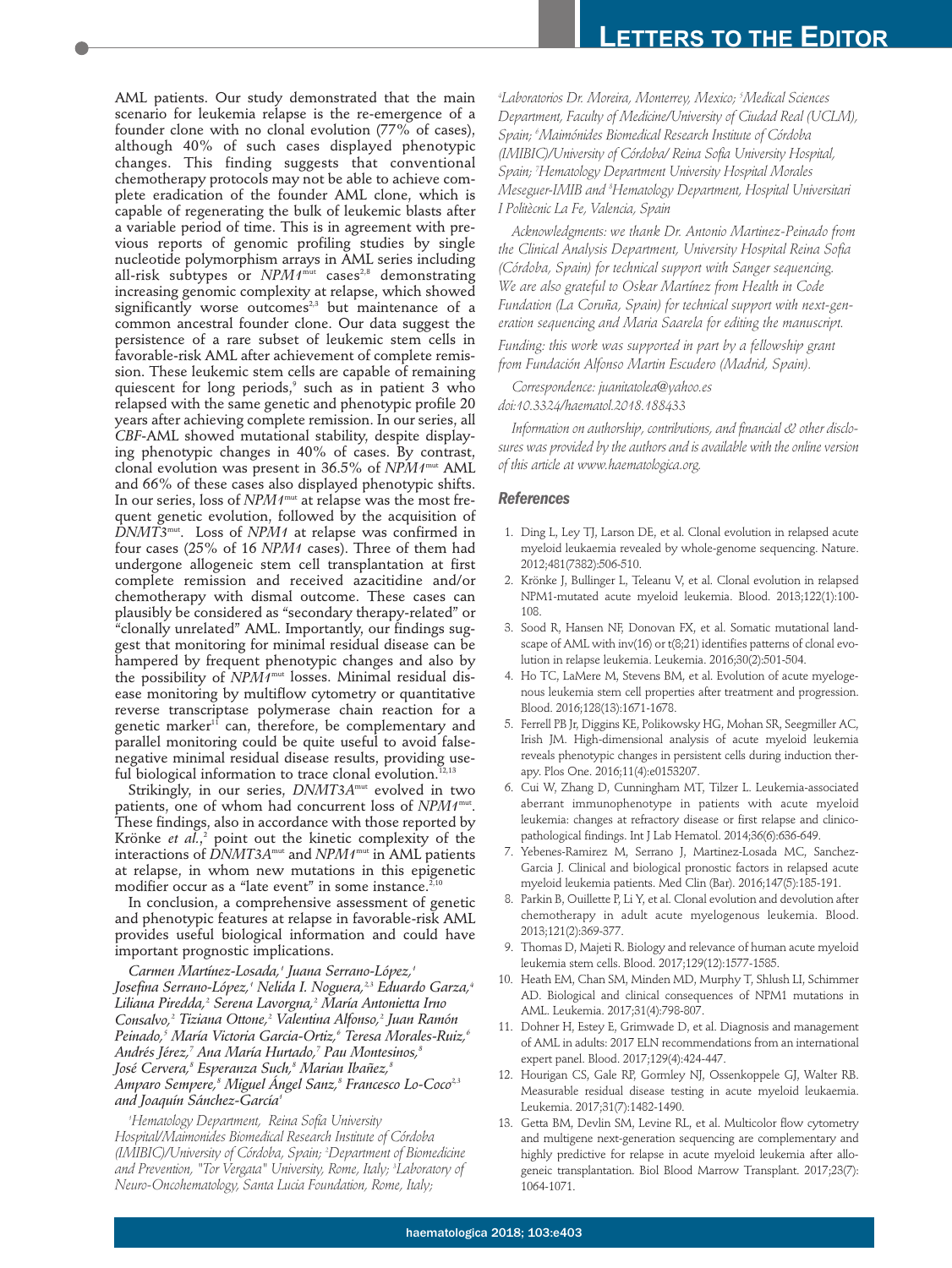AML patients. Our study demonstrated that the main scenario for leukemia relapse is the re-emergence of a founder clone with no clonal evolution (77% of cases), although 40% of such cases displayed phenotypic changes. This finding suggests that conventional chemotherapy protocols may not be able to achieve complete eradication of the founder AML clone, which is capable of regenerating the bulk of leukemic blasts after a variable period of time. This is in agreement with previous reports of genomic profiling studies by single nucleotide polymorphism arrays in AML series including all-risk subtypes or *NPM1*$^{mut}$ cases[2,8] demonstrating increasing genomic complexity at relapse, which showed significantly worse outcomes[2,3] but maintenance of a common ancestral founder clone. Our data suggest the persistence of a rare subset of leukemic stem cells in favorable-risk AML after achievement of complete remission. These leukemic stem cells are capable of remaining quiescent for long periods,[9] such as in patient 3 who relapsed with the same genetic and phenotypic profile 20 years after achieving complete remission. In our series, all *CBF*-AML showed mutational stability, despite displaying phenotypic changes in 40% of cases. By contrast, clonal evolution was present in 36.5% of *NPM1*$^{mut}$ AML and 66% of these cases also displayed phenotypic shifts. In our series, loss of *NPM1*$^{mut}$ at relapse was the most frequent genetic evolution, followed by the acquisition of *DNMT3*$^{mut}$. Loss of *NPM1* at relapse was confirmed in four cases (25% of 16 *NPM1* cases). Three of them had undergone allogeneic stem cell transplantation at first complete remission and received azacitidine and/or chemotherapy with dismal outcome. These cases can plausibly be considered as "secondary therapy-related" or "clonally unrelated" AML. Importantly, our findings suggest that monitoring for minimal residual disease can be hampered by frequent phenotypic changes and also by the possibility of *NPM1*$^{mut}$ losses. Minimal residual disease monitoring by multiflow cytometry or quantitative reverse transcriptase polymerase chain reaction for a genetic marker[11] can, therefore, be complementary and parallel monitoring could be quite useful to avoid false-negative minimal residual disease results, providing useful biological information to trace clonal evolution.[12,13]

Strikingly, in our series, *DNMT3A*$^{mut}$ evolved in two patients, one of whom had concurrent loss of *NPM1*$^{mut}$. These findings, also in accordance with those reported by Krönke *et al.*,[2] point out the kinetic complexity of the interactions of *DNMT3A*$^{mut}$ and *NPM1*$^{mut}$ in AML patients at relapse, in whom new mutations in this epigenetic modifier occur as a "late event" in some instance.[2,10]

In conclusion, a comprehensive assessment of genetic and phenotypic features at relapse in favorable-risk AML provides useful biological information and could have important prognostic implications.

***Carmen Martínez-Losada,[1] Juana Serrano-López,[1] Josefina Serrano-López,[1] Nelida I. Noguera,[2,3] Eduardo Garza,[4] Liliana Piredda,[2] Serena Lavorgna,[2] María Antonietta Irno Consalvo,[2] Tiziana Ottone,[2] Valentina Alfonso,[2] Juan Ramón Peinado,[5] María Victoria Garcia-Ortiz,[6] Teresa Morales-Ruiz,[6] Andrés Jérez,[7] Ana María Hurtado,[7] Pau Montesinos,[8] José Cervera,[8] Esperanza Such,[8] Marian Ibañez,[8] Amparo Sempere,[8] Miguel Ángel Sanz,[8] Francesco Lo-Coco[2,3] and Joaquín Sánchez-García[1]***

*[1]Hematology Department, Reina Sofía University Hospital/Maimonides Biomedical Research Institute of Córdoba (IMIBIC)/University of Córdoba, Spain; [2]Department of Biomedicine and Prevention, "Tor Vergata" University, Rome, Italy; [3]Laboratory of Neuro-Oncohematology, Santa Lucia Foundation, Rome, Italy; [4]Laboratorios Dr. Moreira, Monterrey, Mexico; [5]Medical Sciences Department, Faculty of Medicine/University of Ciudad Real (UCLM), Spain; [6]Maimónides Biomedical Research Institute of Córdoba (IMIBIC)/University of Córdoba/ Reina Sofía University Hospital, Spain; [7]Hematology Department University Hospital Morales Meseguer-IMIB and [8]Hematology Department, Hospital Universitari I Politècnic La Fe, Valencia, Spain*

*Acknowledgments: we thank Dr. Antonio Martinez-Peinado from the Clinical Analysis Department, University Hospital Reina Sofía (Córdoba, Spain) for technical support with Sanger sequencing. We are also grateful to Oskar Martínez from Health in Code Fundation (La Coruña, Spain) for technical support with next-generation sequencing and Maria Saarela for editing the manuscript.*

*Funding: this work was supported in part by a fellowship grant from Fundación Alfonso Martin Escudero (Madrid, Spain).*

*Correspondence: juanitatolea@yahoo.es*
*doi:10.3324/haematol.2018.188433*

*Information on authorship, contributions, and financial & other disclosures was provided by the authors and is available with the online version of this article at www.haematologica.org.*

## References

1. Ding L, Ley TJ, Larson DE, et al. Clonal evolution in relapsed acute myeloid leukaemia revealed by whole-genome sequencing. Nature. 2012;481(7382):506-510.
2. Krönke J, Bullinger L, Teleanu V, et al. Clonal evolution in relapsed NPM1-mutated acute myeloid leukemia. Blood. 2013;122(1):100-108.
3. Sood R, Hansen NF, Donovan FX, et al. Somatic mutational landscape of AML with inv(16) or t(8;21) identifies patterns of clonal evolution in relapse leukemia. Leukemia. 2016;30(2):501-504.
4. Ho TC, LaMere M, Stevens BM, et al. Evolution of acute myelogenous leukemia stem cell properties after treatment and progression. Blood. 2016;128(13):1671-1678.
5. Ferrell PB Jr, Diggins KE, Polikowsky HG, Mohan SR, Seegmiller AC, Irish JM. High-dimensional analysis of acute myeloid leukemia reveals phenotypic changes in persistent cells during induction therapy. Plos One. 2016;11(4):e0153207.
6. Cui W, Zhang D, Cunningham MT, Tilzer L. Leukemia-associated aberrant immunophenotype in patients with acute myeloid leukemia: changes at refractory disease or first relapse and clinicopathological findings. Int J Lab Hematol. 2014;36(6):636-649.
7. Yebenes-Ramirez M, Serrano J, Martinez-Losada MC, Sanchez-Garcia J. Clinical and biological pronostic factors in relapsed acute myeloid leukemia patients. Med Clin (Bar). 2016;147(5):185-191.
8. Parkin B, Ouillette P, Li Y, et al. Clonal evolution and devolution after chemotherapy in adult acute myelogenous leukemia. Blood. 2013;121(2):369-377.
9. Thomas D, Majeti R. Biology and relevance of human acute myeloid leukemia stem cells. Blood. 2017;129(12):1577-1585.
10. Heath EM, Chan SM, Minden MD, Murphy T, Shlush LI, Schimmer AD. Biological and clinical consequences of NPM1 mutations in AML. Leukemia. 2017;31(4):798-807.
11. Dohner H, Estey E, Grimwade D, et al. Diagnosis and management of AML in adults: 2017 ELN recommendations from an international expert panel. Blood. 2017;129(4):424-447.
12. Hourigan CS, Gale RP, Gormley NJ, Ossenkoppele GJ, Walter RB. Measurable residual disease testing in acute myeloid leukaemia. Leukemia. 2017;31(7):1482-1490.
13. Getta BM, Devlin SM, Levine RL, et al. Multicolor flow cytometry and multigene next-generation sequencing are complementary and highly predictive for relapse in acute myeloid leukemia after allogeneic transplantation. Biol Blood Marrow Transplant. 2017;23(7):1064-1071.